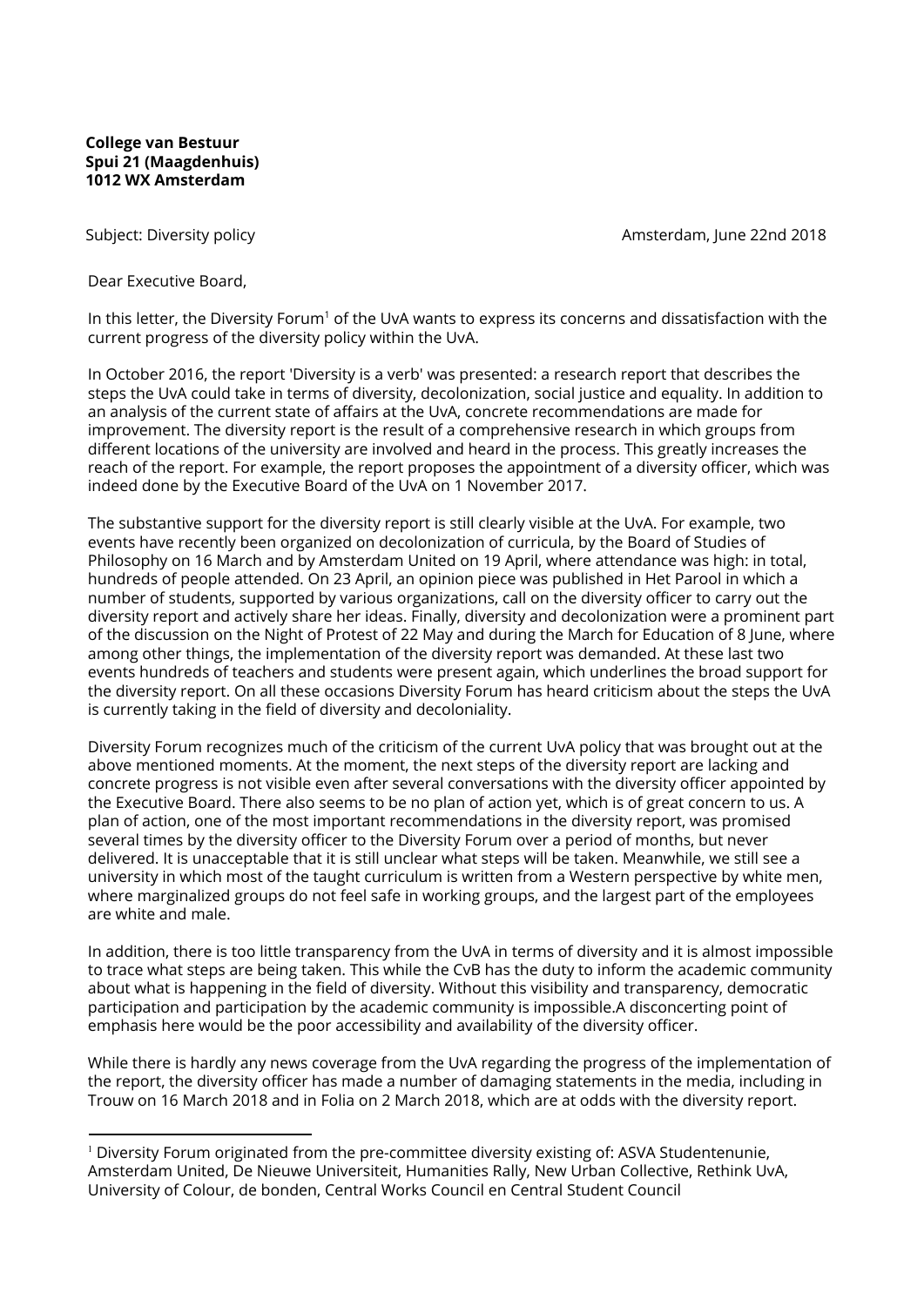**College van Bestuur**
**Spui 21 (Maagdenhuis)**
**1012 WX Amsterdam**

Subject: Diversity policy

Amsterdam, June 22nd 2018

Dear Executive Board,

In this letter, the Diversity Forum[1] of the UvA wants to express its concerns and dissatisfaction with the current progress of the diversity policy within the UvA.

In October 2016, the report 'Diversity is a verb' was presented: a research report that describes the steps the UvA could take in terms of diversity, decolonization, social justice and equality. In addition to an analysis of the current state of affairs at the UvA, concrete recommendations are made for improvement. The diversity report is the result of a comprehensive research in which groups from different locations of the university are involved and heard in the process. This greatly increases the reach of the report. For example, the report proposes the appointment of a diversity officer, which was indeed done by the Executive Board of the UvA on 1 November 2017.

The substantive support for the diversity report is still clearly visible at the UvA. For example, two events have recently been organized on decolonization of curricula, by the Board of Studies of Philosophy on 16 March and by Amsterdam United on 19 April, where attendance was high: in total, hundreds of people attended. On 23 April, an opinion piece was published in Het Parool in which a number of students, supported by various organizations, call on the diversity officer to carry out the diversity report and actively share her ideas. Finally, diversity and decolonization were a prominent part of the discussion on the Night of Protest of 22 May and during the March for Education of 8 June, where among other things, the implementation of the diversity report was demanded. At these last two events hundreds of teachers and students were present again, which underlines the broad support for the diversity report. On all these occasions Diversity Forum has heard criticism about the steps the UvA is currently taking in the field of diversity and decoloniality.

Diversity Forum recognizes much of the criticism of the current UvA policy that was brought out at the above mentioned moments. At the moment, the next steps of the diversity report are lacking and concrete progress is not visible even after several conversations with the diversity officer appointed by the Executive Board. There also seems to be no plan of action yet, which is of great concern to us. A plan of action, one of the most important recommendations in the diversity report, was promised several times by the diversity officer to the Diversity Forum over a period of months, but never delivered. It is unacceptable that it is still unclear what steps will be taken. Meanwhile, we still see a university in which most of the taught curriculum is written from a Western perspective by white men, where marginalized groups do not feel safe in working groups, and the largest part of the employees are white and male.

In addition, there is too little transparency from the UvA in terms of diversity and it is almost impossible to trace what steps are being taken. This while the CvB has the duty to inform the academic community about what is happening in the field of diversity. Without this visibility and transparency, democratic participation and participation by the academic community is impossible.A disconcerting point of emphasis here would be the poor accessibility and availability of the diversity officer.

While there is hardly any news coverage from the UvA regarding the progress of the implementation of the report, the diversity officer has made a number of damaging statements in the media, including in Trouw on 16 March 2018 and in Folia on 2 March 2018, which are at odds with the diversity report.

---

[1] Diversity Forum originated from the pre-committee diversity existing of: ASVA Studentenunie, Amsterdam United, De Nieuwe Universiteit, Humanities Rally, New Urban Collective, Rethink UvA, University of Colour, de bonden, Central Works Council en Central Student Council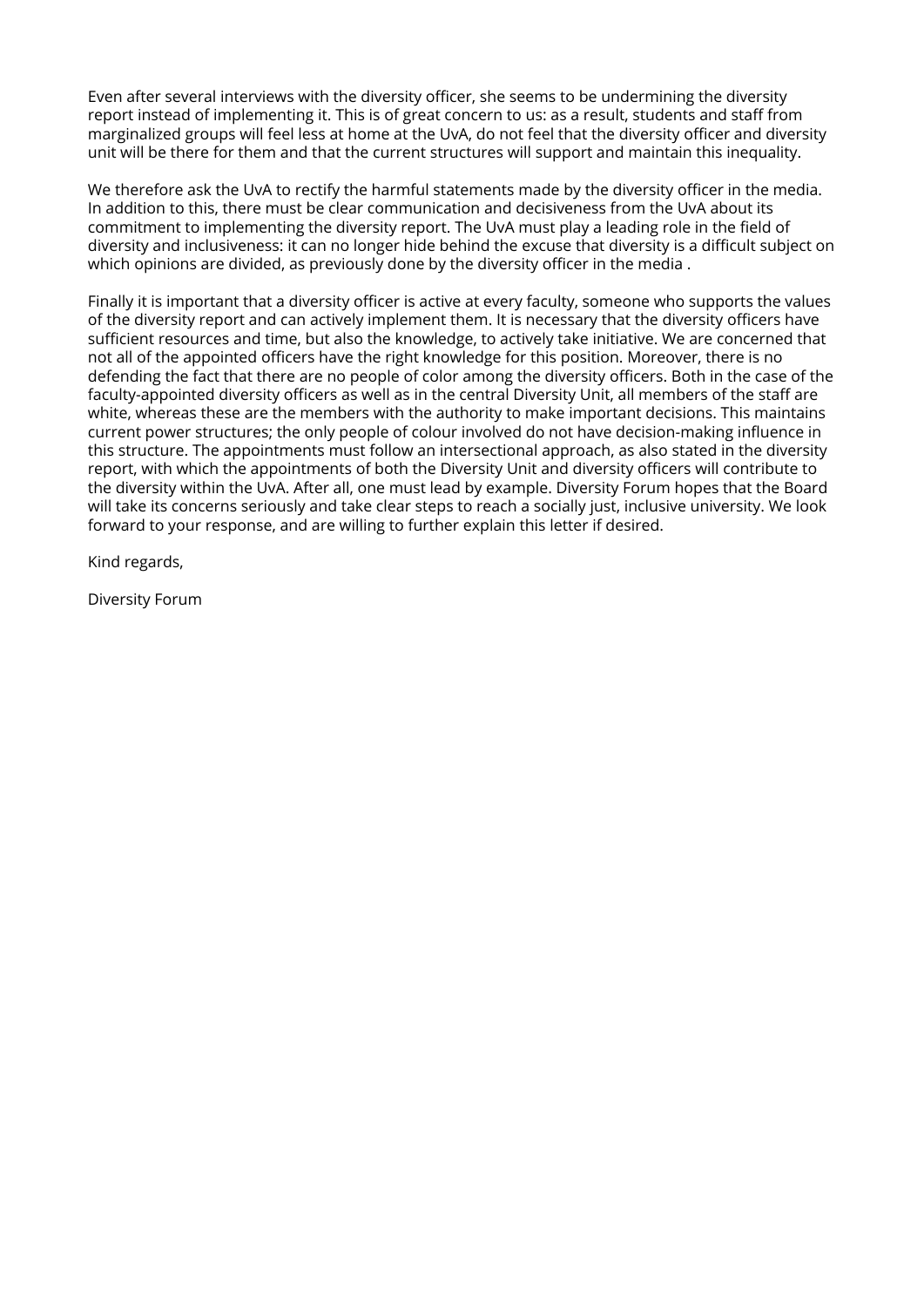Even after several interviews with the diversity officer, she seems to be undermining the diversity report instead of implementing it. This is of great concern to us: as a result, students and staff from marginalized groups will feel less at home at the UvA, do not feel that the diversity officer and diversity unit will be there for them and that the current structures will support and maintain this inequality.

We therefore ask the UvA to rectify the harmful statements made by the diversity officer in the media. In addition to this, there must be clear communication and decisiveness from the UvA about its commitment to implementing the diversity report. The UvA must play a leading role in the field of diversity and inclusiveness: it can no longer hide behind the excuse that diversity is a difficult subject on which opinions are divided, as previously done by the diversity officer in the media .

Finally it is important that a diversity officer is active at every faculty, someone who supports the values of the diversity report and can actively implement them. It is necessary that the diversity officers have sufficient resources and time, but also the knowledge, to actively take initiative. We are concerned that not all of the appointed officers have the right knowledge for this position. Moreover, there is no defending the fact that there are no people of color among the diversity officers. Both in the case of the faculty-appointed diversity officers as well as in the central Diversity Unit, all members of the staff are white, whereas these are the members with the authority to make important decisions. This maintains current power structures; the only people of colour involved do not have decision-making influence in this structure. The appointments must follow an intersectional approach, as also stated in the diversity report, with which the appointments of both the Diversity Unit and diversity officers will contribute to the diversity within the UvA. After all, one must lead by example. Diversity Forum hopes that the Board will take its concerns seriously and take clear steps to reach a socially just, inclusive university. We look forward to your response, and are willing to further explain this letter if desired.

Kind regards,

Diversity Forum